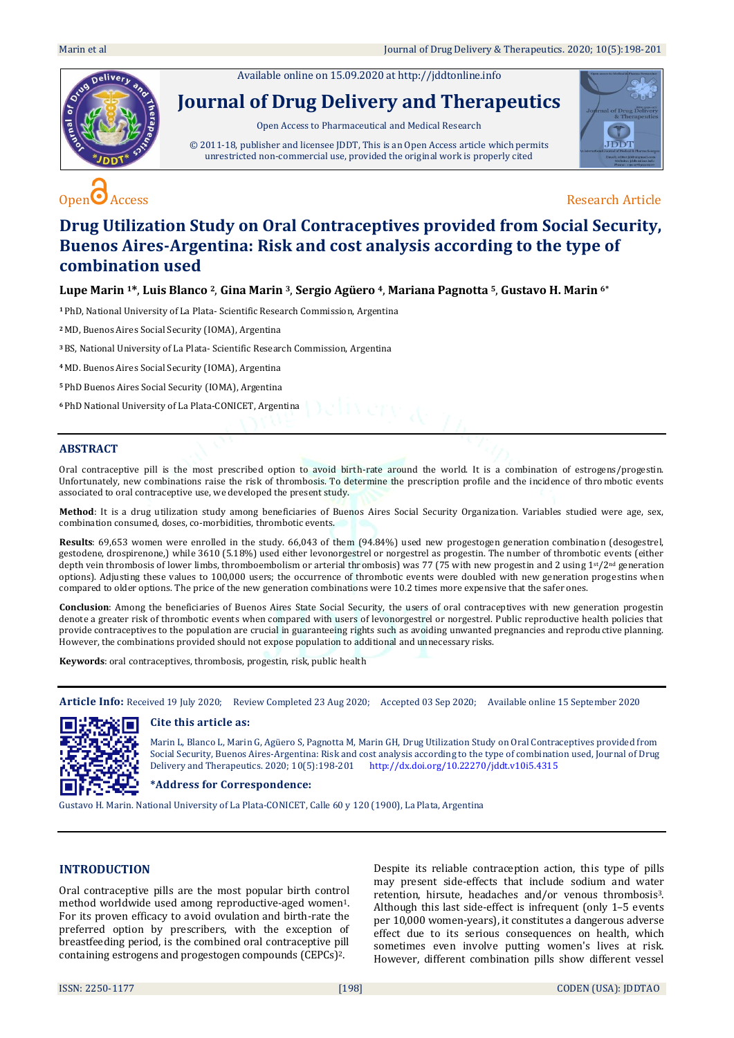Available online on 15.09.2020 at http://jddtonline.info

# Journal of Drug Delivery and Therapeutics

Open Access to Pharmaceutical and Medical Research

© 2011-18, publisher and licensee JDDT, This is an Open Access article which permits unrestricted non-commercial use, provided the original work is properly cited

Open Access Research Article

# Drug Utilization Study on Oral Contraceptives provided from Social Security, Buenos Aires-Argentina: Risk and cost analysis according to the type of combination used

**Lupe Marin [1]\*, Luis Blanco [2], Gina Marin [3], Sergio Agüero [4], Mariana Pagnotta [5], Gustavo H. Marin [6]\***

[1] PhD, National University of La Plata- Scientific Research Commission, Argentina

[2] MD, Buenos Aires Social Security (IOMA), Argentina

[3] BS, National University of La Plata- Scientific Research Commission, Argentina

[4] MD. Buenos Aires Social Security (IOMA), Argentina

[5] PhD Buenos Aires Social Security (IOMA), Argentina

[6] PhD National University of La Plata-CONICET, Argentina

## ABSTRACT

Oral contraceptive pill is the most prescribed option to avoid birth-rate around the world. It is a combination of estrogens/progestin. Unfortunately, new combinations raise the risk of thrombosis. To determine the prescription profile and the incidence of thrombotic events associated to oral contraceptive use, we developed the present study.

**Method**: It is a drug utilization study among beneficiaries of Buenos Aires Social Security Organization. Variables studied were age, sex, combination consumed, doses, co-morbidities, thrombotic events.

**Results**: 69,653 women were enrolled in the study. 66,043 of them (94.84%) used new progestogen generation combination (desogestrel, gestodene, drospirenone,) while 3610 (5.18%) used either levonorgestrel or norgestrel as progestin. The number of thrombotic events (either depth vein thrombosis of lower limbs, thromboembolism or arterial thrombosis) was 77 (75 with new progestin and 2 using 1st/2nd generation options). Adjusting these values to 100,000 users; the occurrence of thrombotic events were doubled with new generation progestins when compared to older options. The price of the new generation combinations were 10.2 times more expensive that the safer ones.

**Conclusion**: Among the beneficiaries of Buenos Aires State Social Security, the users of oral contraceptives with new generation progestin denote a greater risk of thrombotic events when compared with users of levonorgestrel or norgestrel. Public reproductive health policies that provide contraceptives to the population are crucial in guaranteeing rights such as avoiding unwanted pregnancies and reproductive planning. However, the combinations provided should not expose population to additional and unnecessary risks.

**Keywords**: oral contraceptives, thrombosis, progestin, risk, public health

**Article Info:** Received 19 July 2020; Review Completed 23 Aug 2020; Accepted 03 Sep 2020; Available online 15 September 2020

### Cite this article as:

Marin L, Blanco L, Marin G, Agüero S, Pagnotta M, Marin GH, Drug Utilization Study on Oral Contraceptives provided from Social Security, Buenos Aires-Argentina: Risk and cost analysis according to the type of combination used, Journal of Drug Delivery and Therapeutics. 2020; 10(5):198-201 http://dx.doi.org/10.22270/jddt.v10i5.4315

### *Address for Correspondence:

Gustavo H. Marin. National University of La Plata-CONICET, Calle 60 y 120 (1900), La Plata, Argentina

## INTRODUCTION

Oral contraceptive pills are the most popular birth control method worldwide used among reproductive-aged women[1]. For its proven efficacy to avoid ovulation and birth-rate the preferred option by prescribers, with the exception of breastfeeding period, is the combined oral contraceptive pill containing estrogens and progestogen compounds (CEPCs)[2].

Despite its reliable contraception action, this type of pills may present side-effects that include sodium and water retention, hirsute, headaches and/or venous thrombosis[3]. Although this last side-effect is infrequent (only 1–5 events per 10,000 women-years), it constitutes a dangerous adverse effect due to its serious consequences on health, which sometimes even involve putting women's lives at risk. However, different combination pills show different vessel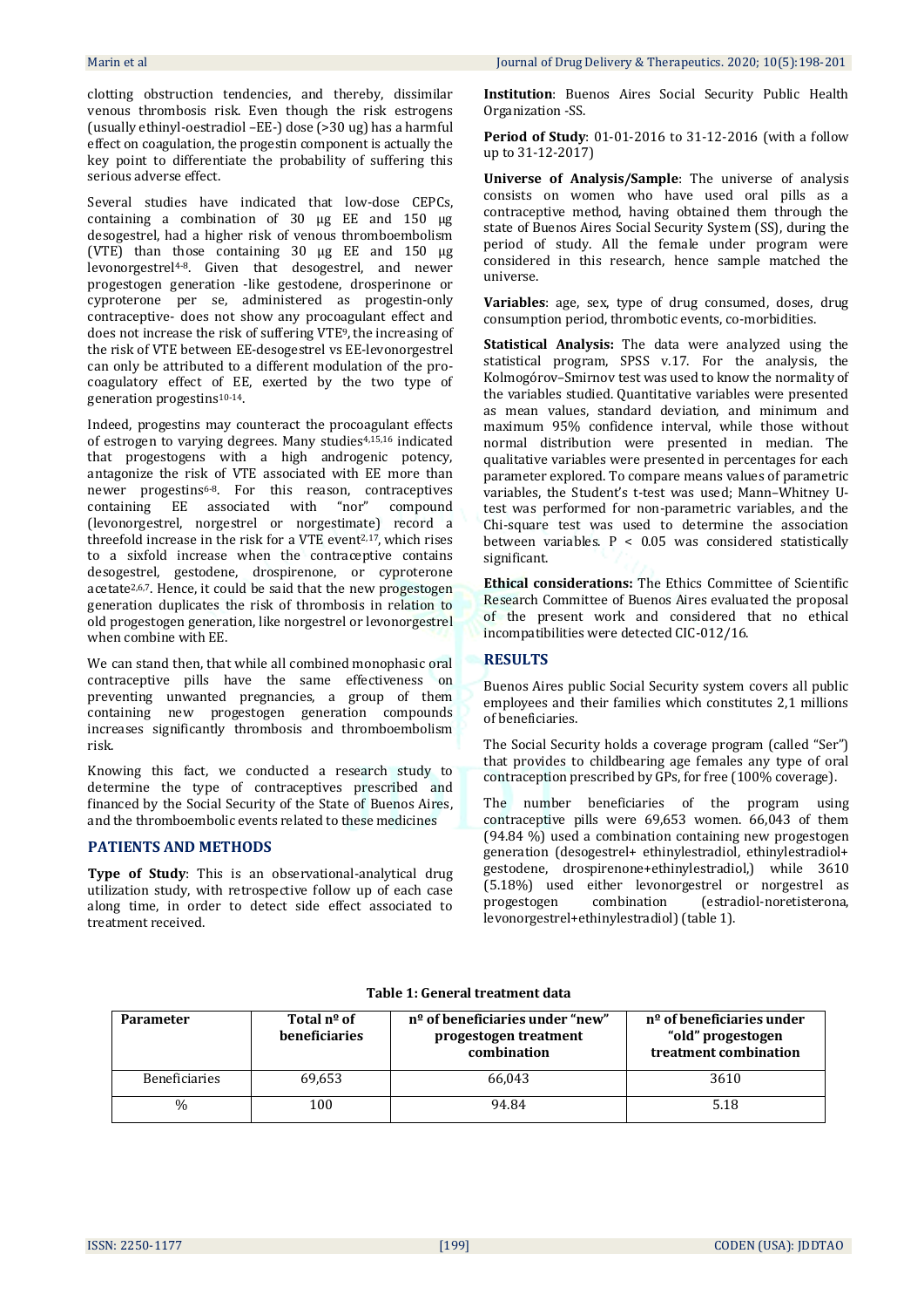clotting obstruction tendencies, and thereby, dissimilar venous thrombosis risk. Even though the risk estrogens (usually ethinyl-oestradiol –EE-) dose (>30 ug) has a harmful effect on coagulation, the progestin component is actually the key point to differentiate the probability of suffering this serious adverse effect.

Several studies have indicated that low-dose CEPCs, containing a combination of 30 µg EE and 150 µg desogestrel, had a higher risk of venous thromboembolism (VTE) than those containing 30 µg EE and 150 µg levonorgestrel[4-8]. Given that desogestrel, and newer progestogen generation -like gestodene, drosperinone or cyproterone per se, administered as progestin-only contraceptive- does not show any procoagulant effect and does not increase the risk of suffering VTE[9], the increasing of the risk of VTE between EE-desogestrel vs EE-levonorgestrel can only be attributed to a different modulation of the pro-coagulatory effect of EE, exerted by the two type of generation progestins[10-14].

Indeed, progestins may counteract the procoagulant effects of estrogen to varying degrees. Many studies[4,15,16] indicated that progestogens with a high androgenic potency, antagonize the risk of VTE associated with EE more than newer progestins[6-8]. For this reason, contraceptives containing EE associated with "nor" compound (levonorgestrel, norgestrel or norgestimate) record a threefold increase in the risk for a VTE event[2,17], which rises to a sixfold increase when the contraceptive contains desogestrel, gestodene, drospirenone, or cyproterone acetate[2,6,7]. Hence, it could be said that the new progestogen generation duplicates the risk of thrombosis in relation to old progestogen generation, like norgestrel or levonorgestrel when combine with EE.

We can stand then, that while all combined monophasic oral contraceptive pills have the same effectiveness on preventing unwanted pregnancies, a group of them containing new progestogen generation compounds increases significantly thrombosis and thromboembolism risk.

Knowing this fact, we conducted a research study to determine the type of contraceptives prescribed and financed by the Social Security of the State of Buenos Aires, and the thromboembolic events related to these medicines

## PATIENTS AND METHODS

**Type of Study**: This is an observational-analytical drug utilization study, with retrospective follow up of each case along time, in order to detect side effect associated to treatment received.

**Institution**: Buenos Aires Social Security Public Health Organization -SS.

**Period of Study**: 01-01-2016 to 31-12-2016 (with a follow up to 31-12-2017)

**Universe of Analysis/Sample**: The universe of analysis consists on women who have used oral pills as a contraceptive method, having obtained them through the state of Buenos Aires Social Security System (SS), during the period of study. All the female under program were considered in this research, hence sample matched the universe.

**Variables**: age, sex, type of drug consumed, doses, drug consumption period, thrombotic events, co-morbidities.

**Statistical Analysis:** The data were analyzed using the statistical program, SPSS v.17. For the analysis, the Kolmogórov–Smirnov test was used to know the normality of the variables studied. Quantitative variables were presented as mean values, standard deviation, and minimum and maximum 95% confidence interval, while those without normal distribution were presented in median. The qualitative variables were presented in percentages for each parameter explored. To compare means values of parametric variables, the Student's t-test was used; Mann–Whitney U-test was performed for non-parametric variables, and the Chi-square test was used to determine the association between variables. $P < 0.05$ was considered statistically significant.

**Ethical considerations:** The Ethics Committee of Scientific Research Committee of Buenos Aires evaluated the proposal of the present work and considered that no ethical incompatibilities were detected CIC-012/16.

## RESULTS

Buenos Aires public Social Security system covers all public employees and their families which constitutes 2,1 millions of beneficiaries.

The Social Security holds a coverage program (called "Ser") that provides to childbearing age females any type of oral contraception prescribed by GPs, for free (100% coverage).

The number beneficiaries of the program using contraceptive pills were 69,653 women. 66,043 of them (94.84 %) used a combination containing new progestogen generation (desogestrel+ ethinylestradiol, ethinylestradiol+ gestodene, drospirenone+ethinylestradiol,) while 3610 (5.18%) used either levonorgestrel or norgestrel as progestogen combination (estradiol-noretisterona, levonorgestrel+ethinylestradiol) (table 1).

**Table 1: General treatment data**

| Parameter | Total nº of beneficiaries | nº of beneficiaries under "new" progestogen treatment combination | nº of beneficiaries under "old" progestogen treatment combination |
|---|---|---|---|
| Beneficiaries | 69,653 | 66,043 | 3610 |
| % | 100 | 94.84 | 5.18 |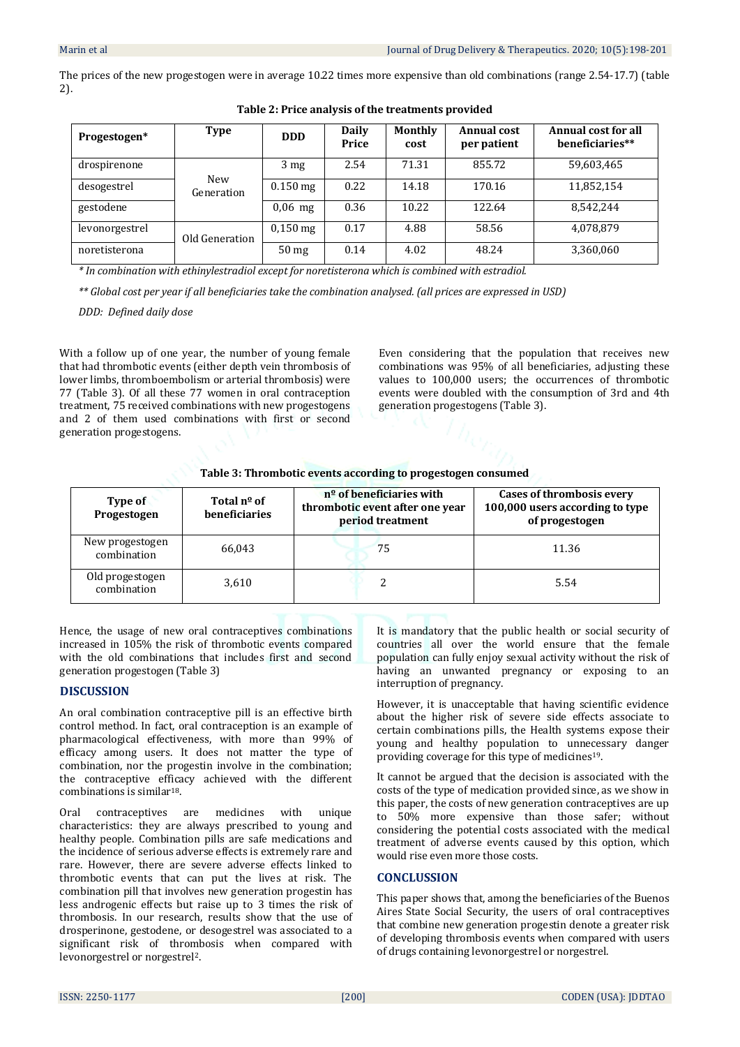The prices of the new progestogen were in average 10.22 times more expensive than old combinations (range 2.54-17.7) (table 2).

**Table 2: Price analysis of the treatments provided**

| Progestogen* | Type | DDD | Daily Price | Monthly cost | Annual cost per patient | Annual cost for all beneficiaries** |
|---|---|---|---|---|---|---|
| drospirenone | New Generation | 3 mg | 2.54 | 71.31 | 855.72 | 59,603,465 |
| desogestrel | | 0.150 mg | 0.22 | 14.18 | 170.16 | 11,852,154 |
| gestodene | | 0,06 mg | 0.36 | 10.22 | 122.64 | 8,542,244 |
| levonorgestrel | Old Generation | 0,150 mg | 0.17 | 4.88 | 58.56 | 4,078,879 |
| noretisterona | | 50 mg | 0.14 | 4.02 | 48.24 | 3,360,060 |

*\* In combination with ethinylestradiol except for noretisterona which is combined with estradiol.*

*\*\* Global cost per year if all beneficiaries take the combination analysed. (all prices are expressed in USD)*

*DDD: Defined daily dose*

With a follow up of one year, the number of young female that had thrombotic events (either depth vein thrombosis of lower limbs, thromboembolism or arterial thrombosis) were 77 (Table 3). Of all these 77 women in oral contraception treatment, 75 received combinations with new progestogens and 2 of them used combinations with first or second generation progestogens.

Even considering that the population that receives new combinations was 95% of all beneficiaries, adjusting these values to 100,000 users; the occurrences of thrombotic events were doubled with the consumption of 3rd and 4th generation progestogens (Table 3).

**Table 3: Thrombotic events according to progestogen consumed**

| Type of Progestogen | Total nº of beneficiaries | nº of beneficiaries with thrombotic event after one year period treatment | Cases of thrombosis every 100,000 users according to type of progestogen |
|---|---|---|---|
| New progestogen combination | 66,043 | 75 | 11.36 |
| Old progestogen combination | 3,610 | 2 | 5.54 |

Hence, the usage of new oral contraceptives combinations increased in 105% the risk of thrombotic events compared with the old combinations that includes first and second generation progestogen (Table 3)

## DISCUSSION

An oral combination contraceptive pill is an effective birth control method. In fact, oral contraception is an example of pharmacological effectiveness, with more than 99% of efficacy among users. It does not matter the type of combination, nor the progestin involve in the combination; the contraceptive efficacy achieved with the different combinations is similar[18].

Oral contraceptives are medicines with unique characteristics: they are always prescribed to young and healthy people. Combination pills are safe medications and the incidence of serious adverse effects is extremely rare and rare. However, there are severe adverse effects linked to thrombotic events that can put the lives at risk. The combination pill that involves new generation progestin has less androgenic effects but raise up to 3 times the risk of thrombosis. In our research, results show that the use of drosperinone, gestodene, or desogestrel was associated to a significant risk of thrombosis when compared with levonorgestrel or norgestrel[2].

It is mandatory that the public health or social security of countries all over the world ensure that the female population can fully enjoy sexual activity without the risk of having an unwanted pregnancy or exposing to an interruption of pregnancy.

However, it is unacceptable that having scientific evidence about the higher risk of severe side effects associate to certain combinations pills, the Health systems expose their young and healthy population to unnecessary danger providing coverage for this type of medicines[19].

It cannot be argued that the decision is associated with the costs of the type of medication provided since, as we show in this paper, the costs of new generation contraceptives are up to 50% more expensive than those safer; without considering the potential costs associated with the medical treatment of adverse events caused by this option, which would rise even more those costs.

## CONCLUSSION

This paper shows that, among the beneficiaries of the Buenos Aires State Social Security, the users of oral contraceptives that combine new generation progestin denote a greater risk of developing thrombosis events when compared with users of drugs containing levonorgestrel or norgestrel.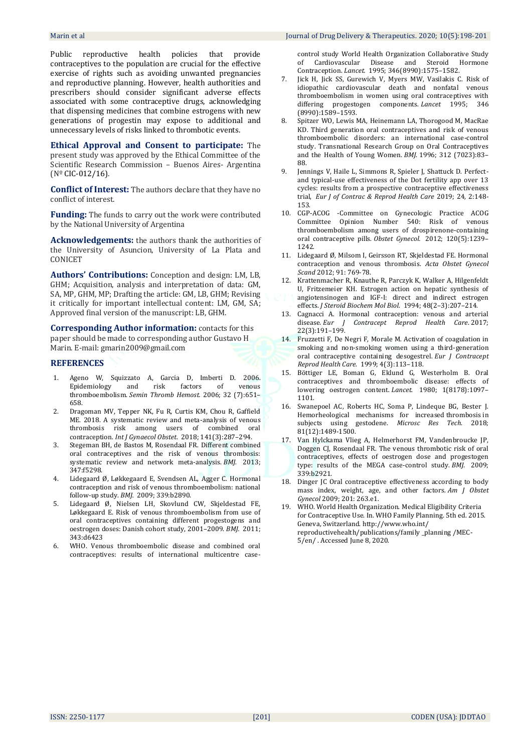Public reproductive health policies that provide contraceptives to the population are crucial for the effective exercise of rights such as avoiding unwanted pregnancies and reproductive planning. However, health authorities and prescribers should consider significant adverse effects associated with some contraceptive drugs, acknowledging that dispensing medicines that combine estrogens with new generations of progestin may expose to additional and unnecessary levels of risks linked to thrombotic events.

**Ethical Approval and Consent to participate:** The present study was approved by the Ethical Committee of the Scientific Research Commission – Buenos Aires- Argentina (Nº CIC-012/16).

**Conflict of Interest:** The authors declare that they have no conflict of interest.

**Funding:** The funds to carry out the work were contributed by the National University of Argentina

**Acknowledgements:** the authors thank the authorities of the University of Asuncion, University of La Plata and CONICET

**Authors' Contributions:** Conception and design: LM, LB, GHM; Acquisition, analysis and interpretation of data: GM, SA, MP, GHM, MP; Drafting the article: GM, LB, GHM; Revising it critically for important intellectual content: LM, GM, SA; Approved final version of the manuscript: LB, GHM.

**Corresponding Author information:** contacts for this paper should be made to corresponding author Gustavo H Marin. E-mail: gmarin2009@gmail.com

## REFERENCES

1. Ageno W, Squizzato A, Garcia D, Imberti D. 2006. Epidemiology and risk factors of venous thromboembolism. *Semin Thromb Hemost.* 2006; 32 (7):651–658.
2. Dragoman MV, Tepper NK, Fu R, Curtis KM, Chou R, Gaffield ME. 2018. A systematic review and meta-analysis of venous thrombosis risk among users of combined oral contraception. *Int J Gynaecol Obstet.* 2018; 141(3):287–294.
3. Stegeman BH, de Bastos M, Rosendaal FR. Different combined oral contraceptives and the risk of venous thrombosis: systematic review and network meta-analysis. *BMJ.* 2013; 347:f5298.
4. Lidegaard Ø, Løkkegaard E, Svendsen AL, Agger C. Hormonal contraception and risk of venous thromboembolism: national follow-up study. *BMJ.* 2009; 339:b2890.
5. Lidegaard Ø, Nielsen LH, Skovlund CW, Skjeldestad FE, Løkkegaard E. Risk of venous thromboembolism from use of oral contraceptives containing different progestogens and oestrogen doses: Danish cohort study, 2001–2009. *BMJ.* 2011; 343:d6423
6. WHO. Venous thromboembolic disease and combined oral contraceptives: results of international multicentre case-control study World Health Organization Collaborative Study of Cardiovascular Disease and Steroid Hormone Contraception. *Lancet.* 1995; 346(8990):1575–1582.
7. Jick H, Jick SS, Gurewich V, Myers MW, Vasilakis C. Risk of idiopathic cardiovascular death and nonfatal venous thromboembolism in women using oral contraceptives with differing progestogen components. *Lancet* 1995; 346 (8990):1589–1593.
8. Spitzer WO, Lewis MA, Heinemann LA, Thorogood M, MacRae KD. Third generation oral contraceptives and risk of venous thromboembolic disorders: an international case-control study. Transnational Research Group on Oral Contraceptives and the Health of Young Women. *BMJ.* 1996; 312 (7023):83–88.
9. Jennings V, Haile L, Simmons R, Spieler J, Shattuck D. Perfect- and typical-use effectiveness of the Dot fertility app over 13 cycles: results from a prospective contraceptive effectiveness trial, *Eur J of Contrac & Reprod Health Care* 2019; 24, 2:148-153.
10. CGP-ACOG -Committee on Gynecologic Practice ACOG Committee Opinion Number 540: Risk of venous thromboembolism among users of drospirenone-containing oral contraceptive pills. *Obstet Gynecol.* 2012; 120(5):1239–1242.
11. Lidegaard Ø, Milsom I, Geirsson RT, Skjeldestad FE. Hormonal contraception and venous thrombosis. *Acta Obstet Gynecol Scand* 2012; 91: 769-78.
12. Krattenmacher R, Knauthe R, Parczyk K, Walker A, Hilgenfeldt U, Fritzemeier KH. Estrogen action on hepatic synthesis of angiotensinogen and IGF-I: direct and indirect estrogen effects. *J Steroid Biochem Mol Biol.* 1994; 48(2–3):207–214.
13. Cagnacci A. Hormonal contraception: venous and arterial disease. *Eur J Contracept Reprod Health Care.* 2017; 22(3):191–199.
14. Fruzzetti F, De Negri F, Morale M. Activation of coagulation in smoking and non-smoking women using a third-generation oral contraceptive containing desogestrel. *Eur J Contracept Reprod Health Care.* 1999; 4(3):113–118.
15. Böttiger LE, Boman G, Eklund G, Westerholm B. Oral contraceptives and thromboembolic disease: effects of lowering oestrogen content. *Lancet.* 1980; 1(8178):1097–1101.
16. Swanepoel AC, Roberts HC, Soma P, Lindeque BG, Bester J. Hemorheological mechanisms for increased thrombosis in subjects using gestodene. *Microsc Res Tech.* 2018; 81(12):1489-1500.
17. Van Hylckama Vlieg A, Helmerhorst FM, Vandenbroucke JP, Doggen CJ, Rosendaal FR. The venous thrombotic risk of oral contraceptives, effects of oestrogen dose and progestogen type: results of the MEGA case-control study. *BMJ.* 2009; 339:b2921.
18. Dinger JC Oral contraceptive effectiveness according to body mass index, weight, age, and other factors. *Am J Obstet Gynecol* 2009; 201: 263.e1.
19. WHO. World Health Organization. Medical Eligibility Criteria for Contraceptive Use. In. WHO Family Planning. 5th ed. 2015. Geneva, Switzerland. http://www.who.int/reproductivehealth/publications/family _planning /MEC-5/en/ . Accessed June 8, 2020.